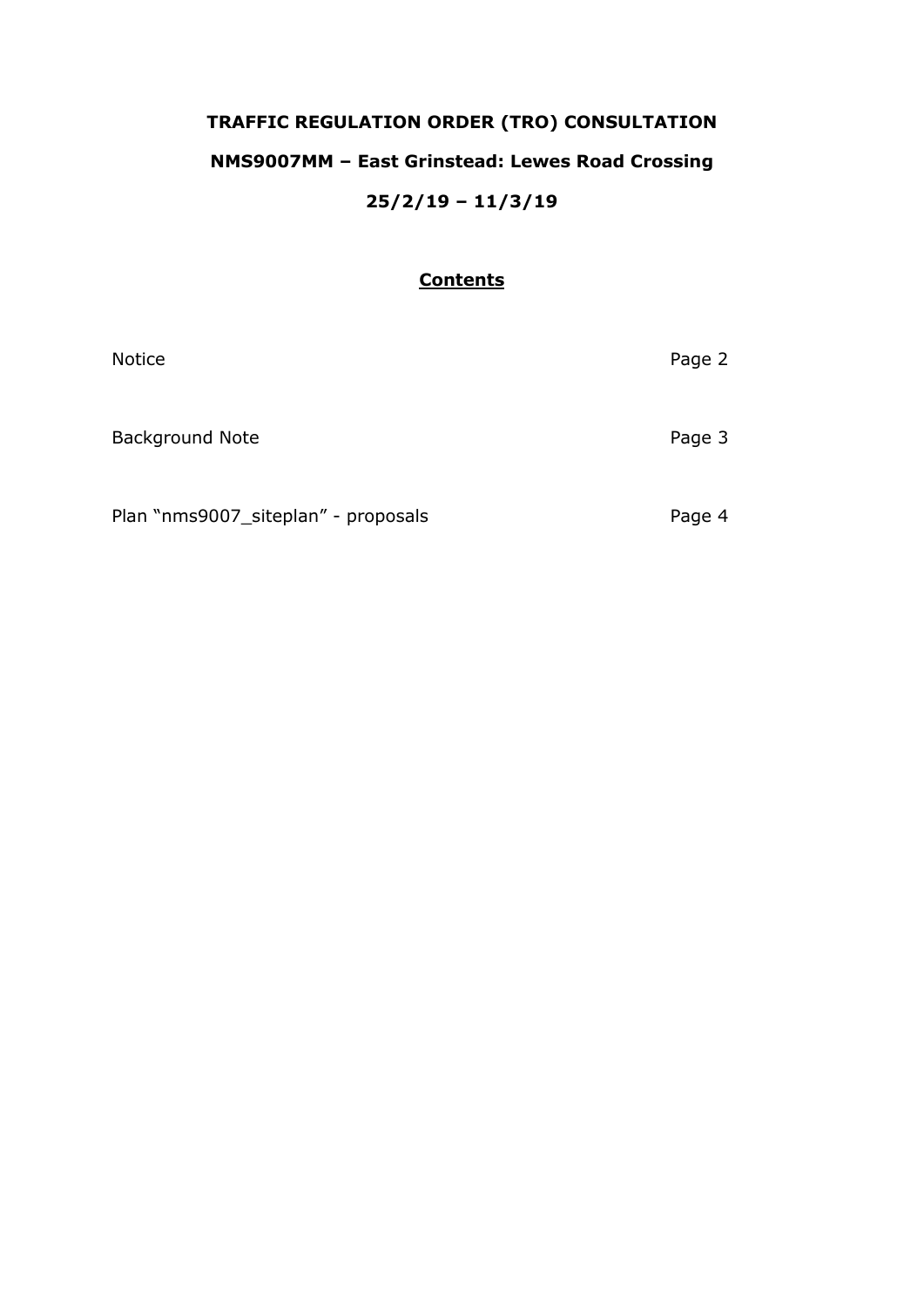**TRAFFIC REGULATION ORDER (TRO) CONSULTATION**

**NMS9007MM – East Grinstead: Lewes Road Crossing**

**25/2/19 – 11/3/19**

## Contents

| | |
|---|---|
| Notice | Page 2 |
| Background Note | Page 3 |
| Plan "nms9007_siteplan" - proposals | Page 4 |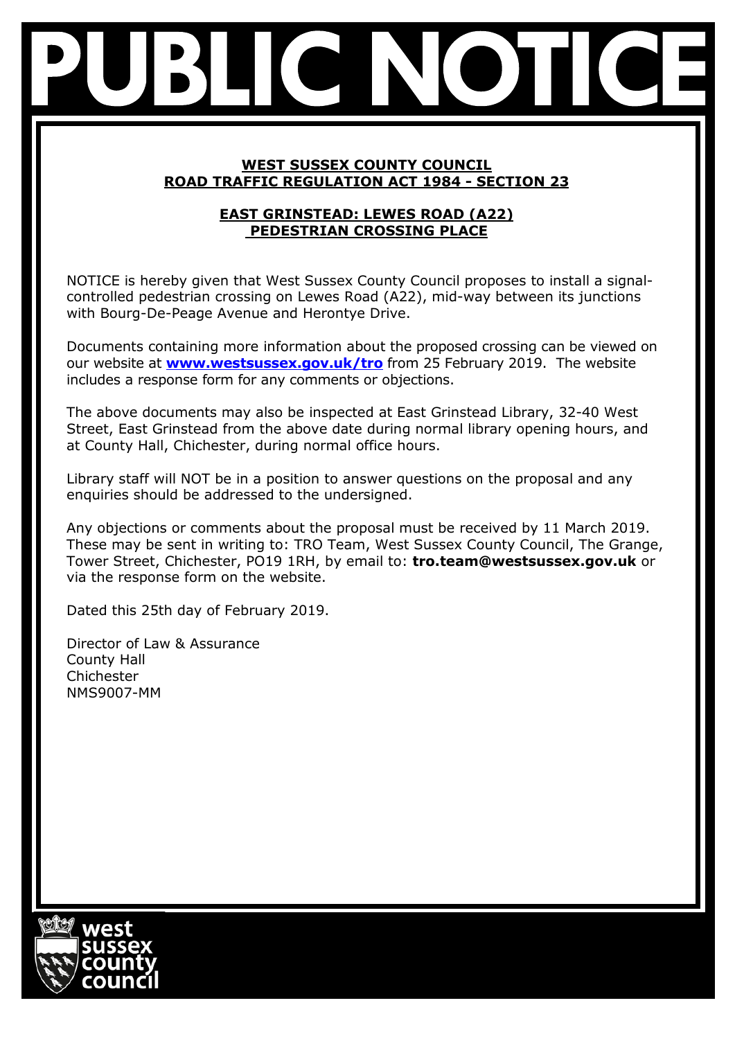# PUBLIC NOTICE

**WEST SUSSEX COUNTY COUNCIL**
**ROAD TRAFFIC REGULATION ACT 1984 - SECTION 23**

**EAST GRINSTEAD: LEWES ROAD (A22)**
**PEDESTRIAN CROSSING PLACE**

NOTICE is hereby given that West Sussex County Council proposes to install a signal-controlled pedestrian crossing on Lewes Road (A22), mid-way between its junctions with Bourg-De-Peage Avenue and Herontye Drive.

Documents containing more information about the proposed crossing can be viewed on our website at **www.westsussex.gov.uk/tro** from 25 February 2019. The website includes a response form for any comments or objections.

The above documents may also be inspected at East Grinstead Library, 32-40 West Street, East Grinstead from the above date during normal library opening hours, and at County Hall, Chichester, during normal office hours.

Library staff will NOT be in a position to answer questions on the proposal and any enquiries should be addressed to the undersigned.

Any objections or comments about the proposal must be received by 11 March 2019. These may be sent in writing to: TRO Team, West Sussex County Council, The Grange, Tower Street, Chichester, PO19 1RH, by email to: **tro.team@westsussex.gov.uk** or via the response form on the website.

Dated this 25th day of February 2019.

Director of Law & Assurance
County Hall
Chichester
NMS9007-MM

west sussex county council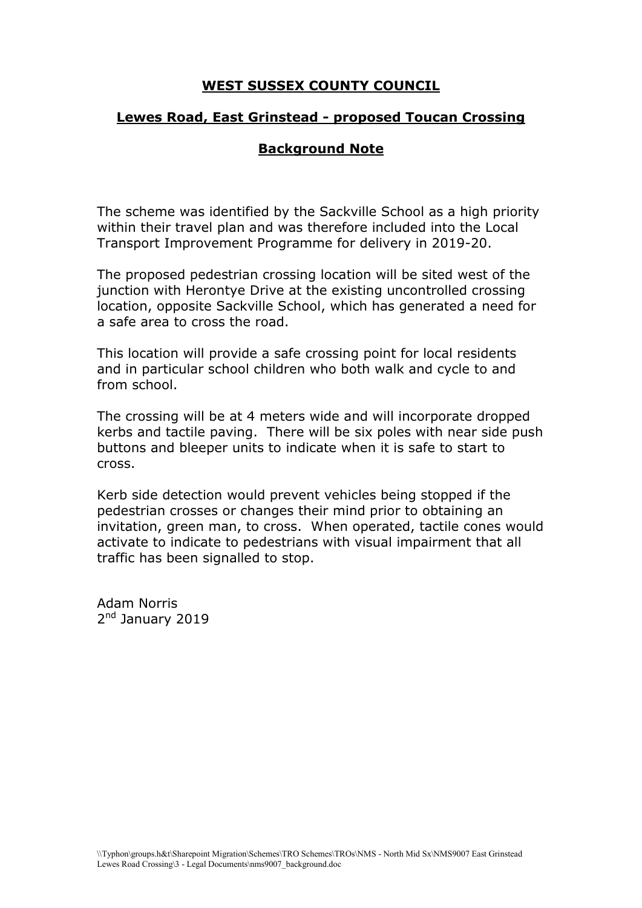# WEST SUSSEX COUNTY COUNCIL

## Lewes Road, East Grinstead - proposed Toucan Crossing

## Background Note

The scheme was identified by the Sackville School as a high priority within their travel plan and was therefore included into the Local Transport Improvement Programme for delivery in 2019-20.

The proposed pedestrian crossing location will be sited west of the junction with Herontye Drive at the existing uncontrolled crossing location, opposite Sackville School, which has generated a need for a safe area to cross the road.

This location will provide a safe crossing point for local residents and in particular school children who both walk and cycle to and from school.

The crossing will be at 4 meters wide and will incorporate dropped kerbs and tactile paving. There will be six poles with near side push buttons and bleeper units to indicate when it is safe to start to cross.

Kerb side detection would prevent vehicles being stopped if the pedestrian crosses or changes their mind prior to obtaining an invitation, green man, to cross. When operated, tactile cones would activate to indicate to pedestrians with visual impairment that all traffic has been signalled to stop.

Adam Norris
2nd January 2019

\\Typhon\groups.h&t\Sharepoint Migration\Schemes\TRO Schemes\TROs\NMS - North Mid Sx\NMS9007 East Grinstead Lewes Road Crossing\3 - Legal Documents\nms9007_background.doc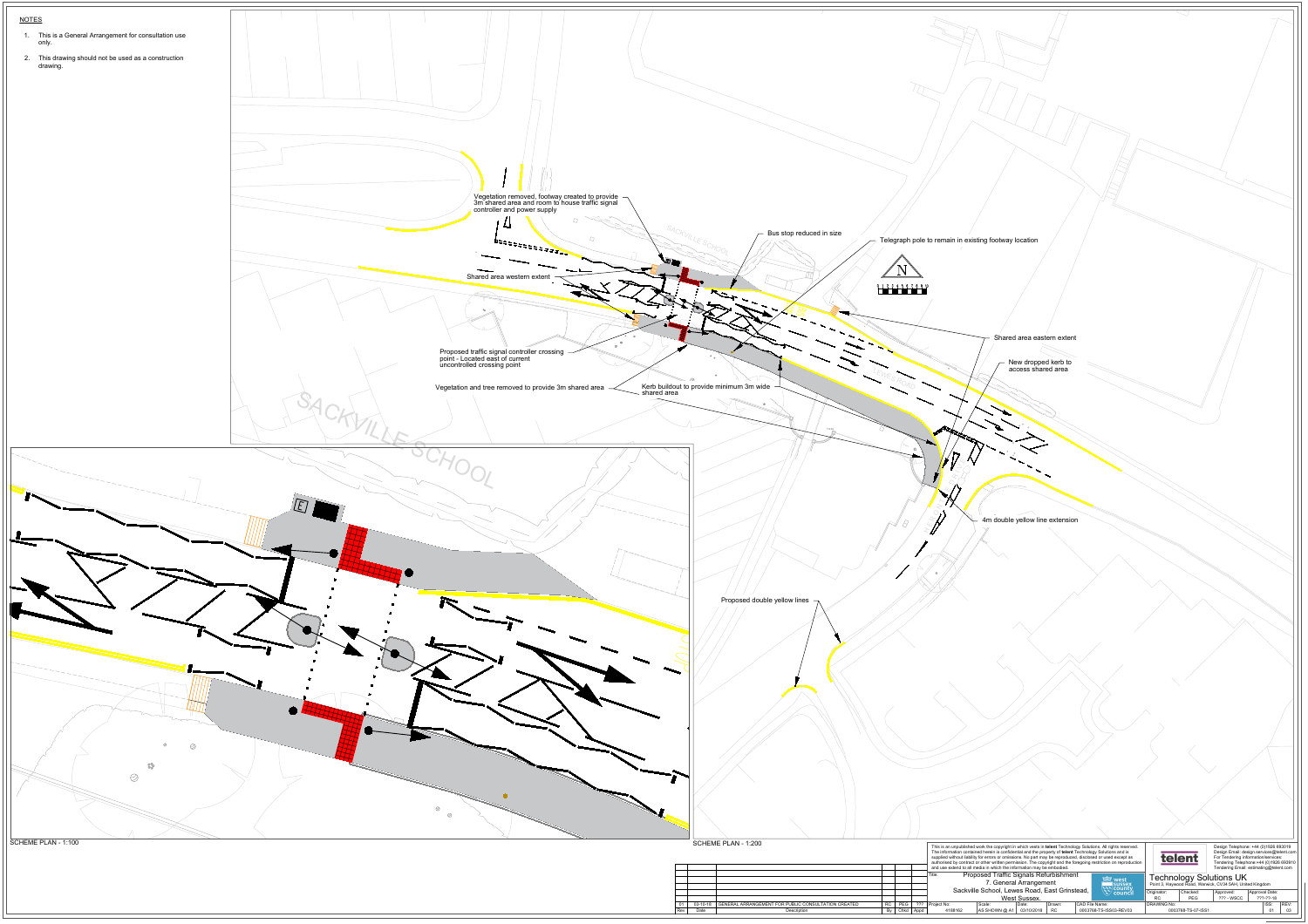## NOTES

1. This is a General Arrangement for consultation use only.
2. This drawing should not be used as a construction drawing.

Vegetation removed, footway created to provide 3m shared area and room to house traffic signal controller and power supply

Bus stop reduced in size

Telegraph pole to remain in existing footway location

Shared area western extent

Shared area eastern extent

New dropped kerb to access shared area

Proposed traffic signal controller crossing point - Located east of current uncontrolled crossing point

Vegetation and tree removed to provide 3m shared area

Kerb buildout to provide minimum 3m wide shared area

4m double yellow line extension

Proposed double yellow lines

SACKVILLE SCHOOL

N

SCHEME PLAN - 1:100

SCHEME PLAN - 1:200

This is an unpublished work the copyright in which vests in **telent** Technology Solutions. All rights reserved. The information contained herein is confidential and the property of **telent** Technology Solutions and is supplied without liability for errors or omissions. No part may be reproduced, disclosed or used except as authorised by contract or other written permission. The copyright and the foregoing restriction on reproduction and use extend to all media in which the information may be embodied.

telent

Design Telephone: +44 (0)1926 693019
Design Email: design.services@telent.com
For Tendering information/services:
Tendering Telephone:+44 (0)1926 692910
Tendering Email: estimating@telent.com

Technology Solutions UK
Point 3, Haywood Road, Warwick, CV34 5AH, United Kingdom

Title: Proposed Traffic Signals Refurbishment
7. General Arrangement
Sackville School, Lewes Road, East Grinstead, West Sussex.

west sussex county council

| Rev | Date | Description | By | Chkd | Appd |
|---|---|---|---|---|---|
| 01 | 03-10-18 | GENERAL ARRANGEMENT FOR PUBLIC CONSULTATION CREATED | RC | PEG | ??? |

| Project No: | Scale: | Date: | Drawn: | CAD File Name: | Originator: | Checked: | Approved: | Approval Date: |
|---|---|---|---|---|---|---|---|---|
| 4108162 | AS SHOWN @ A1 | 03/10/2018 | RC | 0003768-TS-SS03-REV03 | RC | PEG | ??? - WSCC | ??-??-18 |

| DRAWING No: | SS: | REV: |
|---|---|---|
| 0003768-TS-07-SS1 | 01 | 03 |